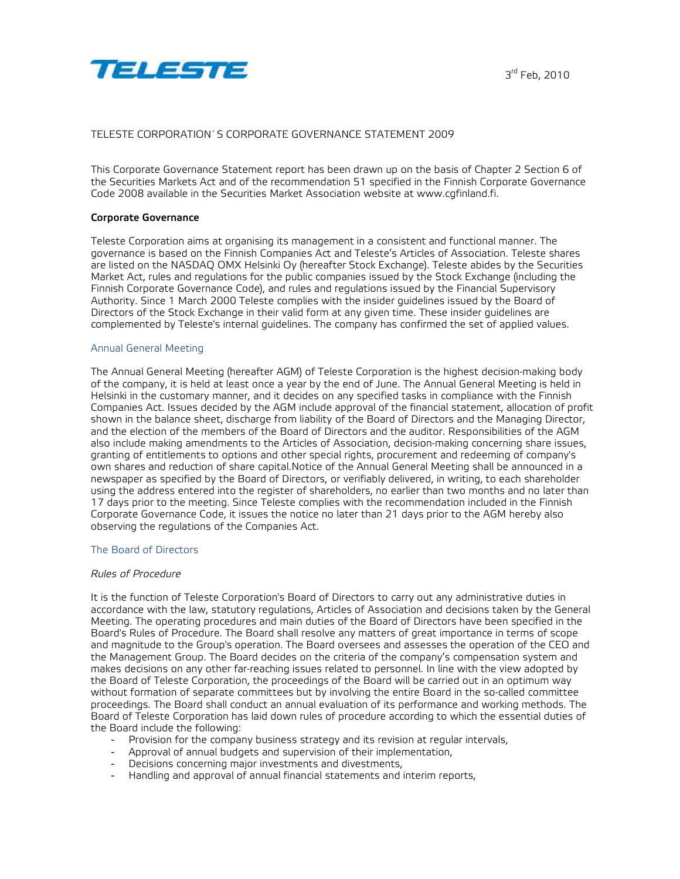TELESTE

3rd Feb, 2010

TELESTE CORPORATION´S CORPORATE GOVERNANCE STATEMENT 2009

This Corporate Governance Statement report has been drawn up on the basis of Chapter 2 Section 6 of the Securities Markets Act and of the recommendation 51 specified in the Finnish Corporate Governance Code 2008 available in the Securities Market Association website at www.cgfinland.fi.

**Corporate Governance**

Teleste Corporation aims at organising its management in a consistent and functional manner. The governance is based on the Finnish Companies Act and Teleste's Articles of Association. Teleste shares are listed on the NASDAQ OMX Helsinki Oy (hereafter Stock Exchange). Teleste abides by the Securities Market Act, rules and regulations for the public companies issued by the Stock Exchange (including the Finnish Corporate Governance Code), and rules and regulations issued by the Financial Supervisory Authority. Since 1 March 2000 Teleste complies with the insider guidelines issued by the Board of Directors of the Stock Exchange in their valid form at any given time. These insider guidelines are complemented by Teleste's internal guidelines. The company has confirmed the set of applied values.

## Annual General Meeting

The Annual General Meeting (hereafter AGM) of Teleste Corporation is the highest decision-making body of the company, it is held at least once a year by the end of June. The Annual General Meeting is held in Helsinki in the customary manner, and it decides on any specified tasks in compliance with the Finnish Companies Act. Issues decided by the AGM include approval of the financial statement, allocation of profit shown in the balance sheet, discharge from liability of the Board of Directors and the Managing Director, and the election of the members of the Board of Directors and the auditor. Responsibilities of the AGM also include making amendments to the Articles of Association, decision-making concerning share issues, granting of entitlements to options and other special rights, procurement and redeeming of company's own shares and reduction of share capital.Notice of the Annual General Meeting shall be announced in a newspaper as specified by the Board of Directors, or verifiably delivered, in writing, to each shareholder using the address entered into the register of shareholders, no earlier than two months and no later than 17 days prior to the meeting. Since Teleste complies with the recommendation included in the Finnish Corporate Governance Code, it issues the notice no later than 21 days prior to the AGM hereby also observing the regulations of the Companies Act.

## The Board of Directors

*Rules of Procedure*

It is the function of Teleste Corporation's Board of Directors to carry out any administrative duties in accordance with the law, statutory regulations, Articles of Association and decisions taken by the General Meeting. The operating procedures and main duties of the Board of Directors have been specified in the Board's Rules of Procedure. The Board shall resolve any matters of great importance in terms of scope and magnitude to the Group's operation. The Board oversees and assesses the operation of the CEO and the Management Group. The Board decides on the criteria of the company's compensation system and makes decisions on any other far-reaching issues related to personnel. In line with the view adopted by the Board of Teleste Corporation, the proceedings of the Board will be carried out in an optimum way without formation of separate committees but by involving the entire Board in the so-called committee proceedings. The Board shall conduct an annual evaluation of its performance and working methods. The Board of Teleste Corporation has laid down rules of procedure according to which the essential duties of the Board include the following:

- Provision for the company business strategy and its revision at regular intervals,
- Approval of annual budgets and supervision of their implementation,
- Decisions concerning major investments and divestments,
- Handling and approval of annual financial statements and interim reports,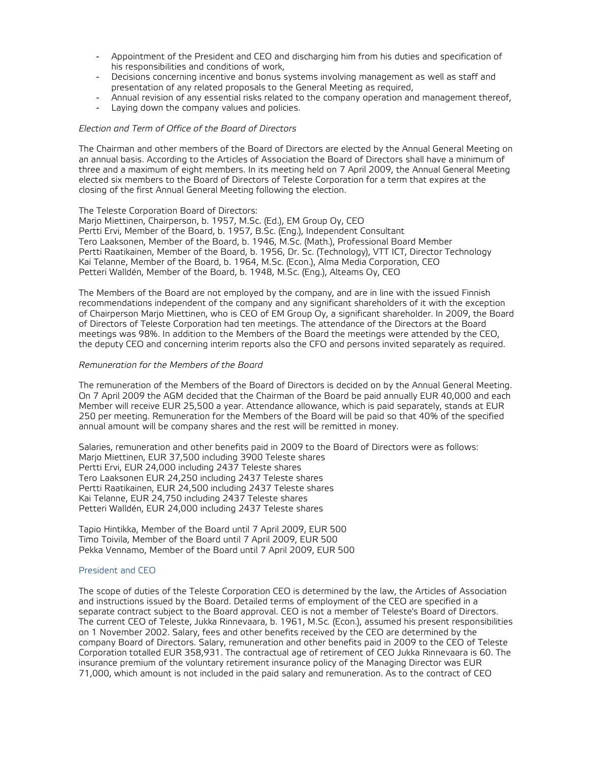- Appointment of the President and CEO and discharging him from his duties and specification of his responsibilities and conditions of work,
- Decisions concerning incentive and bonus systems involving management as well as staff and presentation of any related proposals to the General Meeting as required,
- Annual revision of any essential risks related to the company operation and management thereof,
- Laying down the company values and policies.

*Election and Term of Office of the Board of Directors*

The Chairman and other members of the Board of Directors are elected by the Annual General Meeting on an annual basis. According to the Articles of Association the Board of Directors shall have a minimum of three and a maximum of eight members. In its meeting held on 7 April 2009, the Annual General Meeting elected six members to the Board of Directors of Teleste Corporation for a term that expires at the closing of the first Annual General Meeting following the election.

The Teleste Corporation Board of Directors:
Marjo Miettinen, Chairperson, b. 1957, M.Sc. (Ed.), EM Group Oy, CEO
Pertti Ervi, Member of the Board, b. 1957, B.Sc. (Eng.), Independent Consultant
Tero Laaksonen, Member of the Board, b. 1946, M.Sc. (Math.), Professional Board Member
Pertti Raatikainen, Member of the Board, b. 1956, Dr. Sc. (Technology), VTT ICT, Director Technology
Kai Telanne, Member of the Board, b. 1964, M.Sc. (Econ.), Alma Media Corporation, CEO
Petteri Walldén, Member of the Board, b. 1948, M.Sc. (Eng.), Alteams Oy, CEO

The Members of the Board are not employed by the company, and are in line with the issued Finnish recommendations independent of the company and any significant shareholders of it with the exception of Chairperson Marjo Miettinen, who is CEO of EM Group Oy, a significant shareholder. In 2009, the Board of Directors of Teleste Corporation had ten meetings. The attendance of the Directors at the Board meetings was 98%. In addition to the Members of the Board the meetings were attended by the CEO, the deputy CEO and concerning interim reports also the CFO and persons invited separately as required.

*Remuneration for the Members of the Board*

The remuneration of the Members of the Board of Directors is decided on by the Annual General Meeting. On 7 April 2009 the AGM decided that the Chairman of the Board be paid annually EUR 40,000 and each Member will receive EUR 25,500 a year. Attendance allowance, which is paid separately, stands at EUR 250 per meeting. Remuneration for the Members of the Board will be paid so that 40% of the specified annual amount will be company shares and the rest will be remitted in money.

Salaries, remuneration and other benefits paid in 2009 to the Board of Directors were as follows:
Marjo Miettinen, EUR 37,500 including 3900 Teleste shares
Pertti Ervi, EUR 24,000 including 2437 Teleste shares
Tero Laaksonen EUR 24,250 including 2437 Teleste shares
Pertti Raatikainen, EUR 24,500 including 2437 Teleste shares
Kai Telanne, EUR 24,750 including 2437 Teleste shares
Petteri Walldén, EUR 24,000 including 2437 Teleste shares

Tapio Hintikka, Member of the Board until 7 April 2009, EUR 500
Timo Toivila, Member of the Board until 7 April 2009, EUR 500
Pekka Vennamo, Member of the Board until 7 April 2009, EUR 500

## President and CEO

The scope of duties of the Teleste Corporation CEO is determined by the law, the Articles of Association and instructions issued by the Board. Detailed terms of employment of the CEO are specified in a separate contract subject to the Board approval. CEO is not a member of Teleste's Board of Directors. The current CEO of Teleste, Jukka Rinnevaara, b. 1961, M.Sc. (Econ.), assumed his present responsibilities on 1 November 2002. Salary, fees and other benefits received by the CEO are determined by the company Board of Directors. Salary, remuneration and other benefits paid in 2009 to the CEO of Teleste Corporation totalled EUR 358,931. The contractual age of retirement of CEO Jukka Rinnevaara is 60. The insurance premium of the voluntary retirement insurance policy of the Managing Director was EUR 71,000, which amount is not included in the paid salary and remuneration. As to the contract of CEO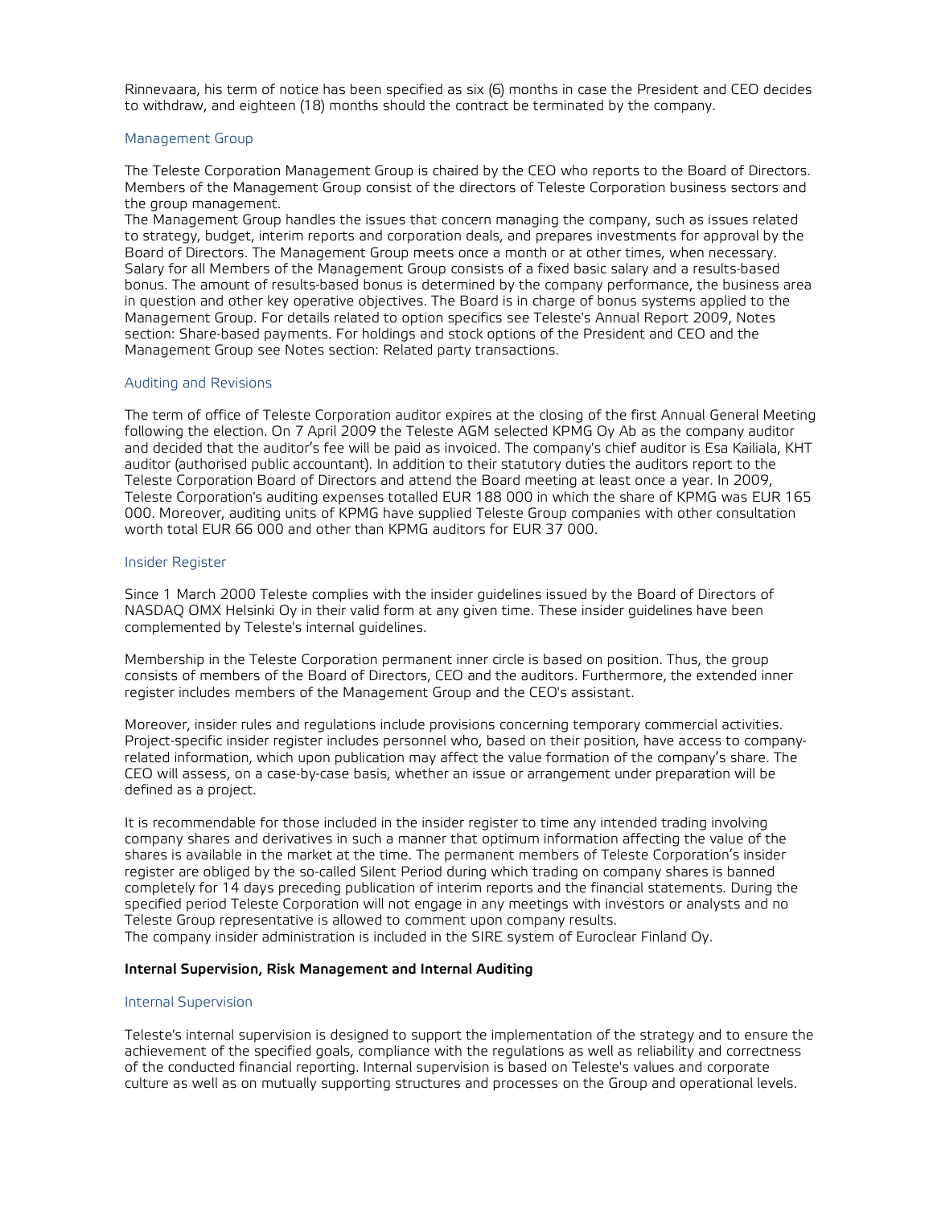Rinnevaara, his term of notice has been specified as six (6) months in case the President and CEO decides to withdraw, and eighteen (18) months should the contract be terminated by the company.

### Management Group

The Teleste Corporation Management Group is chaired by the CEO who reports to the Board of Directors. Members of the Management Group consist of the directors of Teleste Corporation business sectors and the group management.
The Management Group handles the issues that concern managing the company, such as issues related to strategy, budget, interim reports and corporation deals, and prepares investments for approval by the Board of Directors. The Management Group meets once a month or at other times, when necessary. Salary for all Members of the Management Group consists of a fixed basic salary and a results-based bonus. The amount of results-based bonus is determined by the company performance, the business area in question and other key operative objectives. The Board is in charge of bonus systems applied to the Management Group. For details related to option specifics see Teleste's Annual Report 2009, Notes section: Share-based payments. For holdings and stock options of the President and CEO and the Management Group see Notes section: Related party transactions.

### Auditing and Revisions

The term of office of Teleste Corporation auditor expires at the closing of the first Annual General Meeting following the election. On 7 April 2009 the Teleste AGM selected KPMG Oy Ab as the company auditor and decided that the auditor's fee will be paid as invoiced. The company's chief auditor is Esa Kailiala, KHT auditor (authorised public accountant). In addition to their statutory duties the auditors report to the Teleste Corporation Board of Directors and attend the Board meeting at least once a year. In 2009, Teleste Corporation's auditing expenses totalled EUR 188 000 in which the share of KPMG was EUR 165 000. Moreover, auditing units of KPMG have supplied Teleste Group companies with other consultation worth total EUR 66 000 and other than KPMG auditors for EUR 37 000.

### Insider Register

Since 1 March 2000 Teleste complies with the insider guidelines issued by the Board of Directors of NASDAQ OMX Helsinki Oy in their valid form at any given time. These insider guidelines have been complemented by Teleste's internal guidelines.

Membership in the Teleste Corporation permanent inner circle is based on position. Thus, the group consists of members of the Board of Directors, CEO and the auditors. Furthermore, the extended inner register includes members of the Management Group and the CEO's assistant.

Moreover, insider rules and regulations include provisions concerning temporary commercial activities. Project-specific insider register includes personnel who, based on their position, have access to company-related information, which upon publication may affect the value formation of the company's share. The CEO will assess, on a case-by-case basis, whether an issue or arrangement under preparation will be defined as a project.

It is recommendable for those included in the insider register to time any intended trading involving company shares and derivatives in such a manner that optimum information affecting the value of the shares is available in the market at the time. The permanent members of Teleste Corporation's insider register are obliged by the so-called Silent Period during which trading on company shares is banned completely for 14 days preceding publication of interim reports and the financial statements. During the specified period Teleste Corporation will not engage in any meetings with investors or analysts and no Teleste Group representative is allowed to comment upon company results.
The company insider administration is included in the SIRE system of Euroclear Finland Oy.

## Internal Supervision, Risk Management and Internal Auditing

### Internal Supervision

Teleste's internal supervision is designed to support the implementation of the strategy and to ensure the achievement of the specified goals, compliance with the regulations as well as reliability and correctness of the conducted financial reporting. Internal supervision is based on Teleste's values and corporate culture as well as on mutually supporting structures and processes on the Group and operational levels.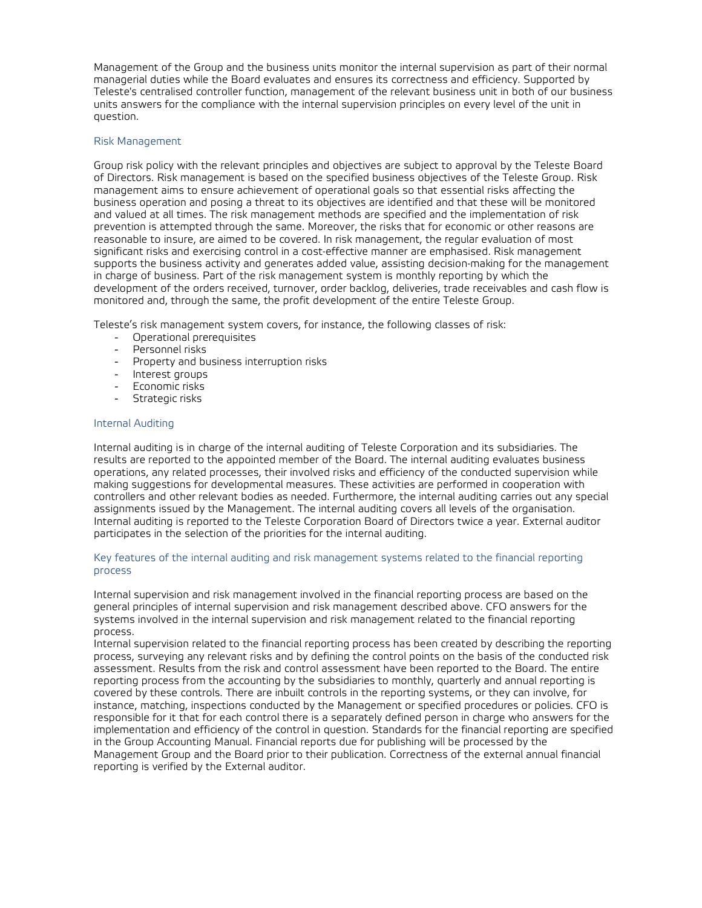Management of the Group and the business units monitor the internal supervision as part of their normal managerial duties while the Board evaluates and ensures its correctness and efficiency. Supported by Teleste's centralised controller function, management of the relevant business unit in both of our business units answers for the compliance with the internal supervision principles on every level of the unit in question.

## Risk Management

Group risk policy with the relevant principles and objectives are subject to approval by the Teleste Board of Directors. Risk management is based on the specified business objectives of the Teleste Group. Risk management aims to ensure achievement of operational goals so that essential risks affecting the business operation and posing a threat to its objectives are identified and that these will be monitored and valued at all times. The risk management methods are specified and the implementation of risk prevention is attempted through the same. Moreover, the risks that for economic or other reasons are reasonable to insure, are aimed to be covered. In risk management, the regular evaluation of most significant risks and exercising control in a cost-effective manner are emphasised. Risk management supports the business activity and generates added value, assisting decision-making for the management in charge of business. Part of the risk management system is monthly reporting by which the development of the orders received, turnover, order backlog, deliveries, trade receivables and cash flow is monitored and, through the same, the profit development of the entire Teleste Group.

Teleste's risk management system covers, for instance, the following classes of risk:

- Operational prerequisites
- Personnel risks
- Property and business interruption risks
- Interest groups
- Economic risks
- Strategic risks

## Internal Auditing

Internal auditing is in charge of the internal auditing of Teleste Corporation and its subsidiaries. The results are reported to the appointed member of the Board. The internal auditing evaluates business operations, any related processes, their involved risks and efficiency of the conducted supervision while making suggestions for developmental measures. These activities are performed in cooperation with controllers and other relevant bodies as needed. Furthermore, the internal auditing carries out any special assignments issued by the Management. The internal auditing covers all levels of the organisation. Internal auditing is reported to the Teleste Corporation Board of Directors twice a year. External auditor participates in the selection of the priorities for the internal auditing.

## Key features of the internal auditing and risk management systems related to the financial reporting process

Internal supervision and risk management involved in the financial reporting process are based on the general principles of internal supervision and risk management described above. CFO answers for the systems involved in the internal supervision and risk management related to the financial reporting process.

Internal supervision related to the financial reporting process has been created by describing the reporting process, surveying any relevant risks and by defining the control points on the basis of the conducted risk assessment. Results from the risk and control assessment have been reported to the Board. The entire reporting process from the accounting by the subsidiaries to monthly, quarterly and annual reporting is covered by these controls. There are inbuilt controls in the reporting systems, or they can involve, for instance, matching, inspections conducted by the Management or specified procedures or policies. CFO is responsible for it that for each control there is a separately defined person in charge who answers for the implementation and efficiency of the control in question. Standards for the financial reporting are specified in the Group Accounting Manual. Financial reports due for publishing will be processed by the Management Group and the Board prior to their publication. Correctness of the external annual financial reporting is verified by the External auditor.